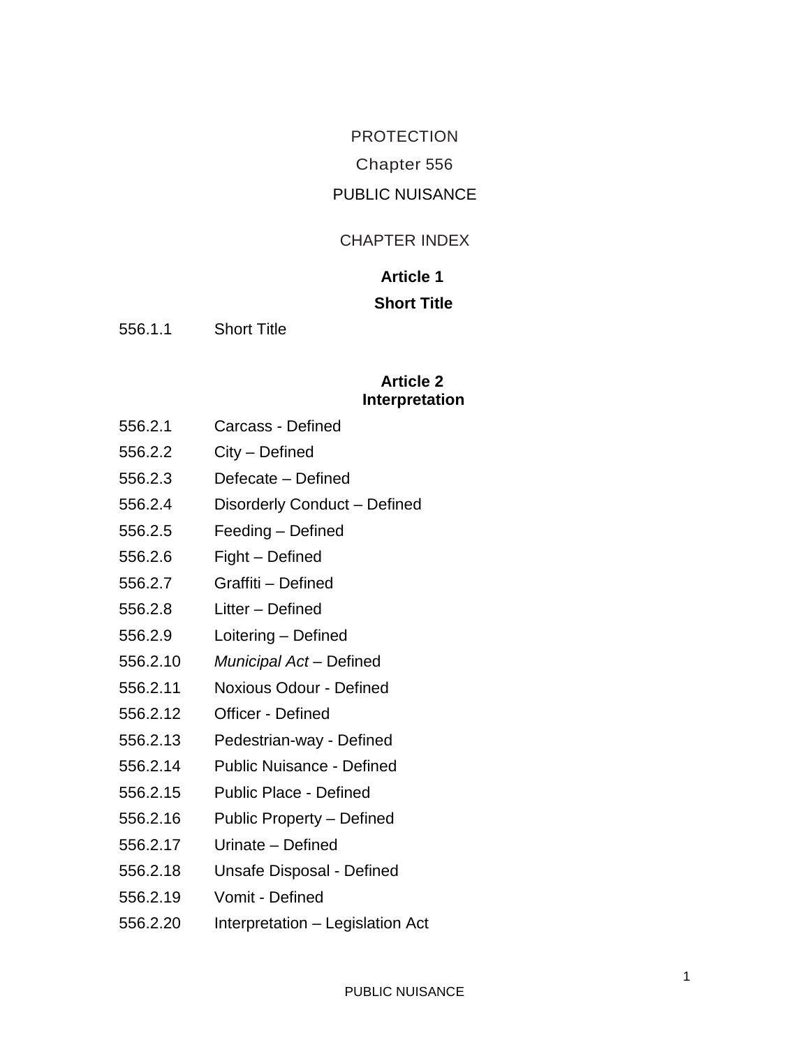# PROTECTION

## Chapter 556

## PUBLIC NUISANCE

### CHAPTER INDEX

**Article 1**

**Short Title**

556.1.1 Short Title

**Article 2**
**Interpretation**

556.2.1 Carcass - Defined

556.2.2 City – Defined

556.2.3 Defecate – Defined

556.2.4 Disorderly Conduct – Defined

556.2.5 Feeding – Defined

556.2.6 Fight – Defined

556.2.7 Graffiti – Defined

556.2.8 Litter – Defined

556.2.9 Loitering – Defined

556.2.10 *Municipal Act* – Defined

556.2.11 Noxious Odour - Defined

556.2.12 Officer - Defined

556.2.13 Pedestrian-way - Defined

556.2.14 Public Nuisance - Defined

556.2.15 Public Place - Defined

556.2.16 Public Property – Defined

556.2.17 Urinate – Defined

556.2.18 Unsafe Disposal - Defined

556.2.19 Vomit - Defined

556.2.20 Interpretation – Legislation Act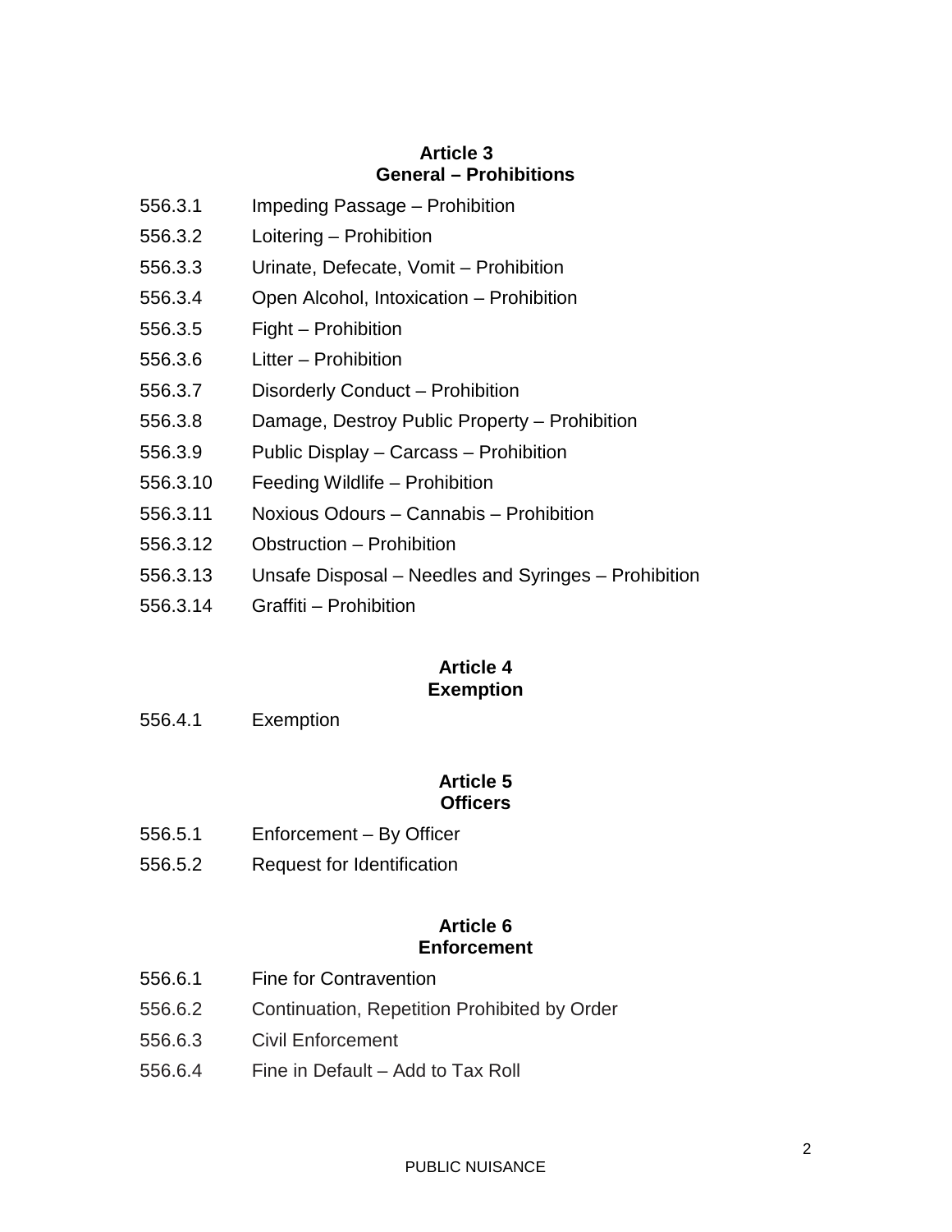## Article 3
## General – Prohibitions

556.3.1 Impeding Passage – Prohibition

556.3.2 Loitering – Prohibition

556.3.3 Urinate, Defecate, Vomit – Prohibition

556.3.4 Open Alcohol, Intoxication – Prohibition

556.3.5 Fight – Prohibition

556.3.6 Litter – Prohibition

556.3.7 Disorderly Conduct – Prohibition

556.3.8 Damage, Destroy Public Property – Prohibition

556.3.9 Public Display – Carcass – Prohibition

556.3.10 Feeding Wildlife – Prohibition

556.3.11 Noxious Odours – Cannabis – Prohibition

556.3.12 Obstruction – Prohibition

556.3.13 Unsafe Disposal – Needles and Syringes – Prohibition

556.3.14 Graffiti – Prohibition

## Article 4
## Exemption

556.4.1 Exemption

## Article 5
## Officers

556.5.1 Enforcement – By Officer

556.5.2 Request for Identification

## Article 6
## Enforcement

556.6.1 Fine for Contravention

556.6.2 Continuation, Repetition Prohibited by Order

556.6.3 Civil Enforcement

556.6.4 Fine in Default – Add to Tax Roll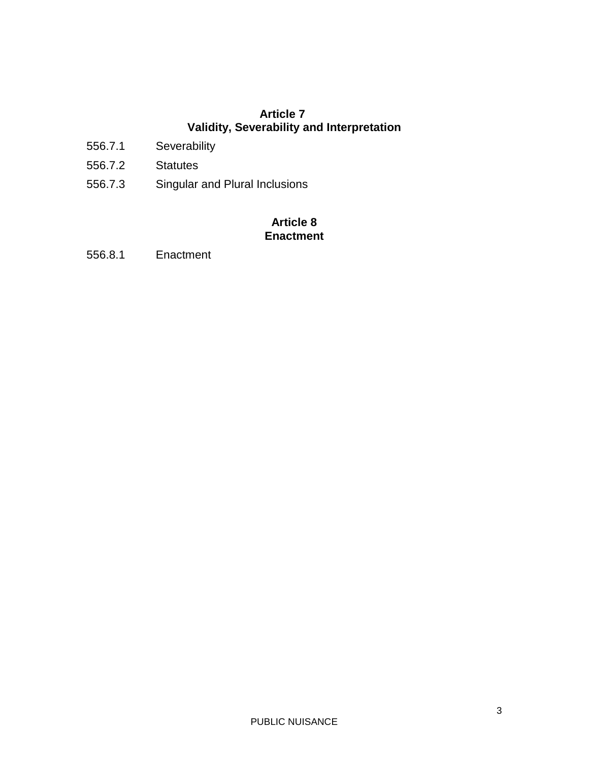## Article 7
## Validity, Severability and Interpretation

556.7.1 Severability

556.7.2 Statutes

556.7.3 Singular and Plural Inclusions

## Article 8
## Enactment

556.8.1 Enactment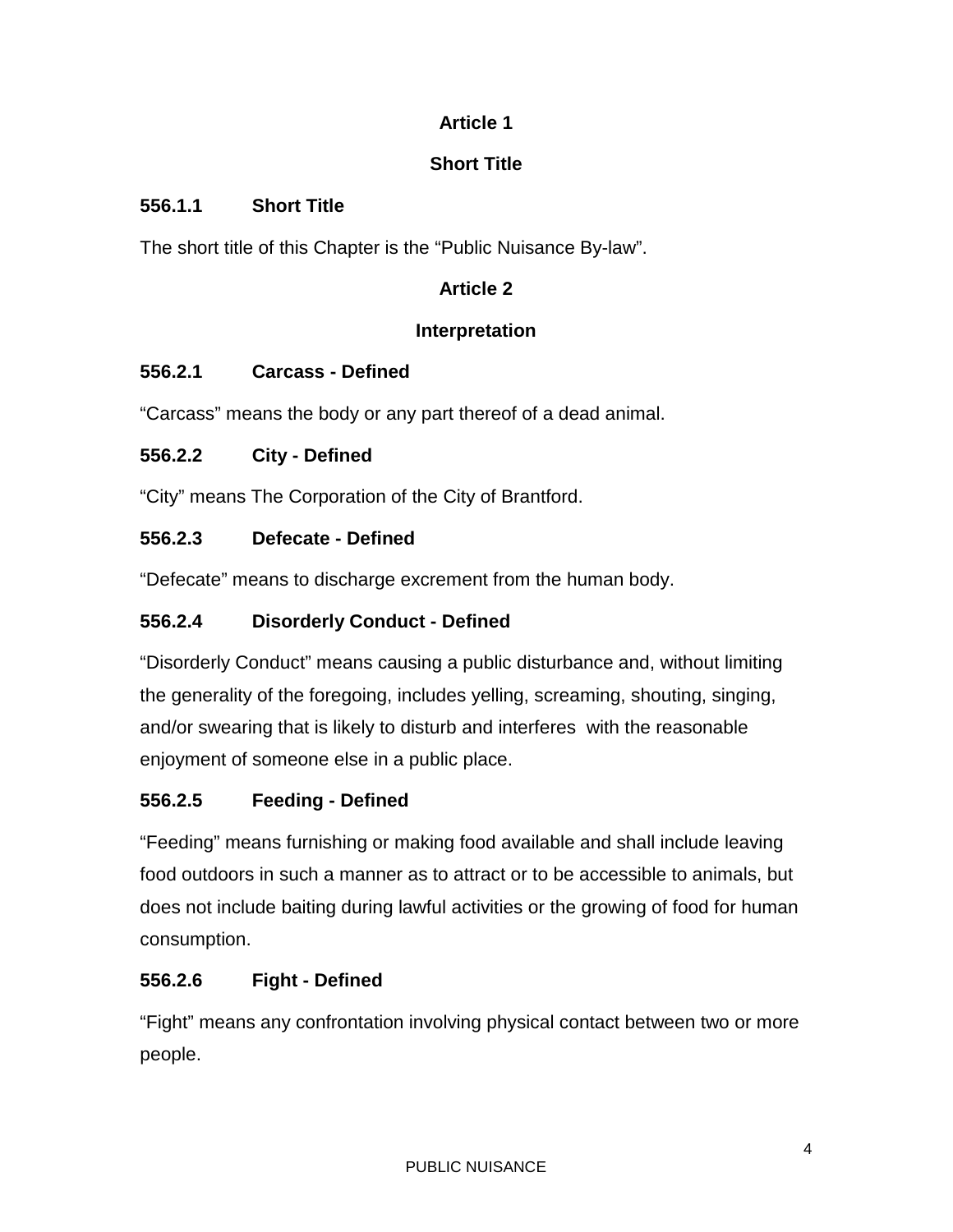## Article 1

## Short Title

### 556.1.1 Short Title

The short title of this Chapter is the "Public Nuisance By-law".

## Article 2

## Interpretation

### 556.2.1 Carcass - Defined

"Carcass" means the body or any part thereof of a dead animal.

### 556.2.2 City - Defined

"City" means The Corporation of the City of Brantford.

### 556.2.3 Defecate - Defined

"Defecate" means to discharge excrement from the human body.

### 556.2.4 Disorderly Conduct - Defined

"Disorderly Conduct" means causing a public disturbance and, without limiting the generality of the foregoing, includes yelling, screaming, shouting, singing, and/or swearing that is likely to disturb and interferes with the reasonable enjoyment of someone else in a public place.

### 556.2.5 Feeding - Defined

"Feeding" means furnishing or making food available and shall include leaving food outdoors in such a manner as to attract or to be accessible to animals, but does not include baiting during lawful activities or the growing of food for human consumption.

### 556.2.6 Fight - Defined

"Fight" means any confrontation involving physical contact between two or more people.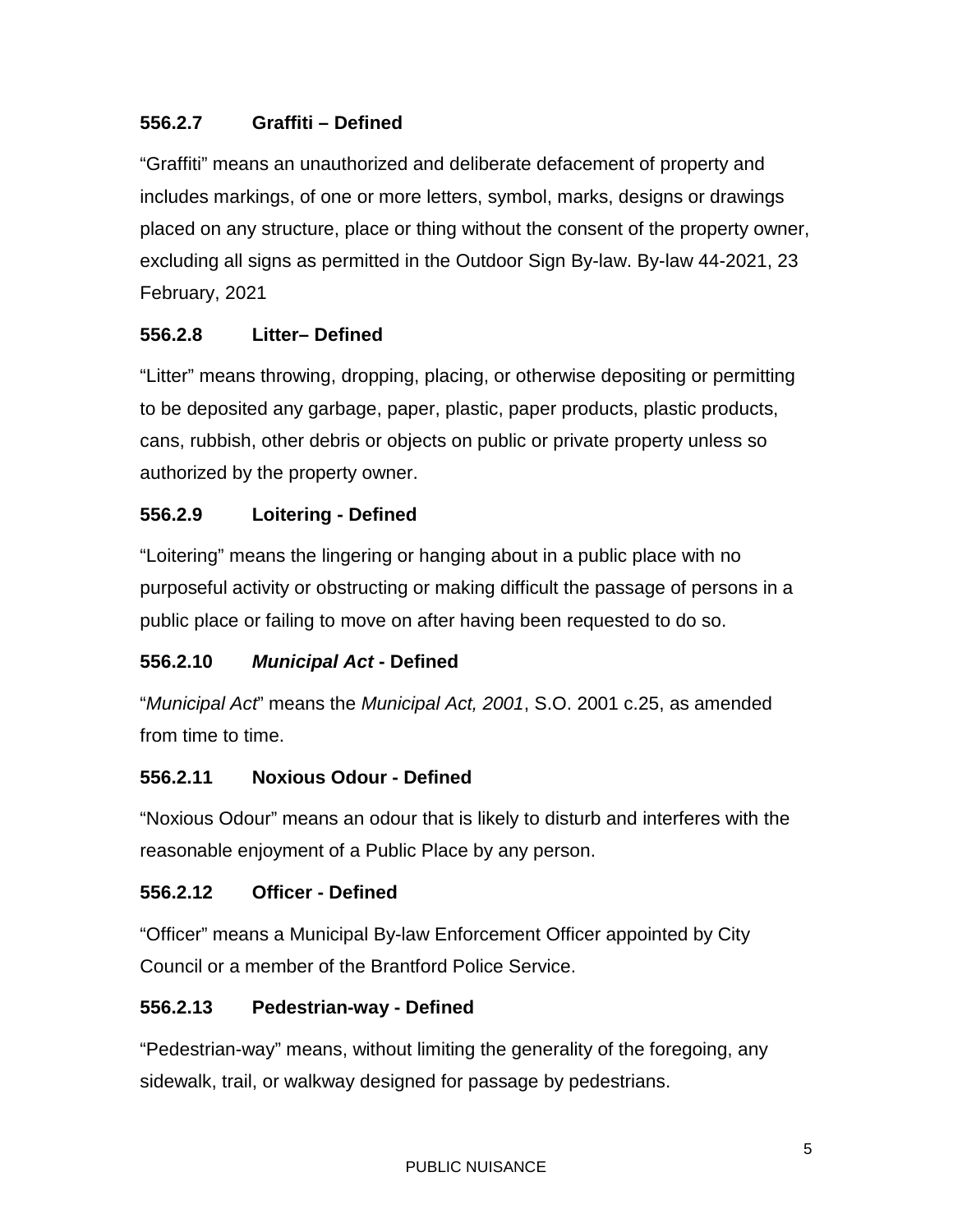### 556.2.7 Graffiti – Defined

"Graffiti" means an unauthorized and deliberate defacement of property and includes markings, of one or more letters, symbol, marks, designs or drawings placed on any structure, place or thing without the consent of the property owner, excluding all signs as permitted in the Outdoor Sign By-law. By-law 44-2021, 23 February, 2021

### 556.2.8 Litter– Defined

"Litter" means throwing, dropping, placing, or otherwise depositing or permitting to be deposited any garbage, paper, plastic, paper products, plastic products, cans, rubbish, other debris or objects on public or private property unless so authorized by the property owner.

### 556.2.9 Loitering - Defined

"Loitering" means the lingering or hanging about in a public place with no purposeful activity or obstructing or making difficult the passage of persons in a public place or failing to move on after having been requested to do so.

### 556.2.10 *Municipal Act* - Defined

"*Municipal Act*" means the *Municipal Act, 2001*, S.O. 2001 c.25, as amended from time to time.

### 556.2.11 Noxious Odour - Defined

"Noxious Odour" means an odour that is likely to disturb and interferes with the reasonable enjoyment of a Public Place by any person.

### 556.2.12 Officer - Defined

"Officer" means a Municipal By-law Enforcement Officer appointed by City Council or a member of the Brantford Police Service.

### 556.2.13 Pedestrian-way - Defined

"Pedestrian-way" means, without limiting the generality of the foregoing, any sidewalk, trail, or walkway designed for passage by pedestrians.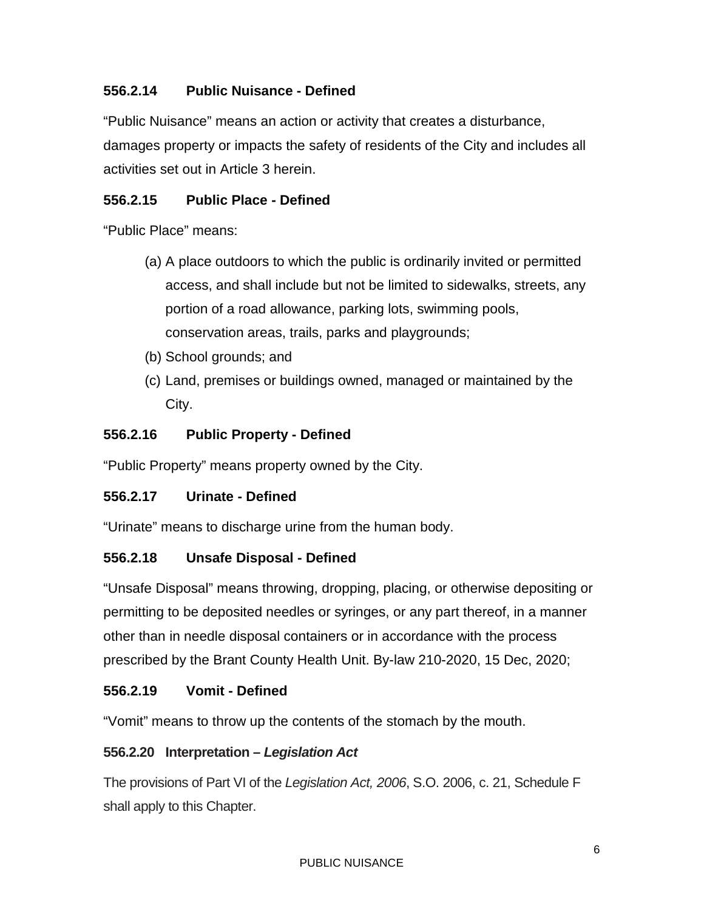### 556.2.14 Public Nuisance - Defined

"Public Nuisance" means an action or activity that creates a disturbance, damages property or impacts the safety of residents of the City and includes all activities set out in Article 3 herein.

### 556.2.15 Public Place - Defined

"Public Place" means:

(a) A place outdoors to which the public is ordinarily invited or permitted access, and shall include but not be limited to sidewalks, streets, any portion of a road allowance, parking lots, swimming pools, conservation areas, trails, parks and playgrounds;

(b) School grounds; and

(c) Land, premises or buildings owned, managed or maintained by the City.

### 556.2.16 Public Property - Defined

"Public Property" means property owned by the City.

### 556.2.17 Urinate - Defined

"Urinate" means to discharge urine from the human body.

### 556.2.18 Unsafe Disposal - Defined

"Unsafe Disposal" means throwing, dropping, placing, or otherwise depositing or permitting to be deposited needles or syringes, or any part thereof, in a manner other than in needle disposal containers or in accordance with the process prescribed by the Brant County Health Unit. By-law 210-2020, 15 Dec, 2020;

### 556.2.19 Vomit - Defined

"Vomit" means to throw up the contents of the stomach by the mouth.

### 556.2.20 Interpretation – *Legislation Act*

The provisions of Part VI of the *Legislation Act, 2006*, S.O. 2006, c. 21, Schedule F shall apply to this Chapter.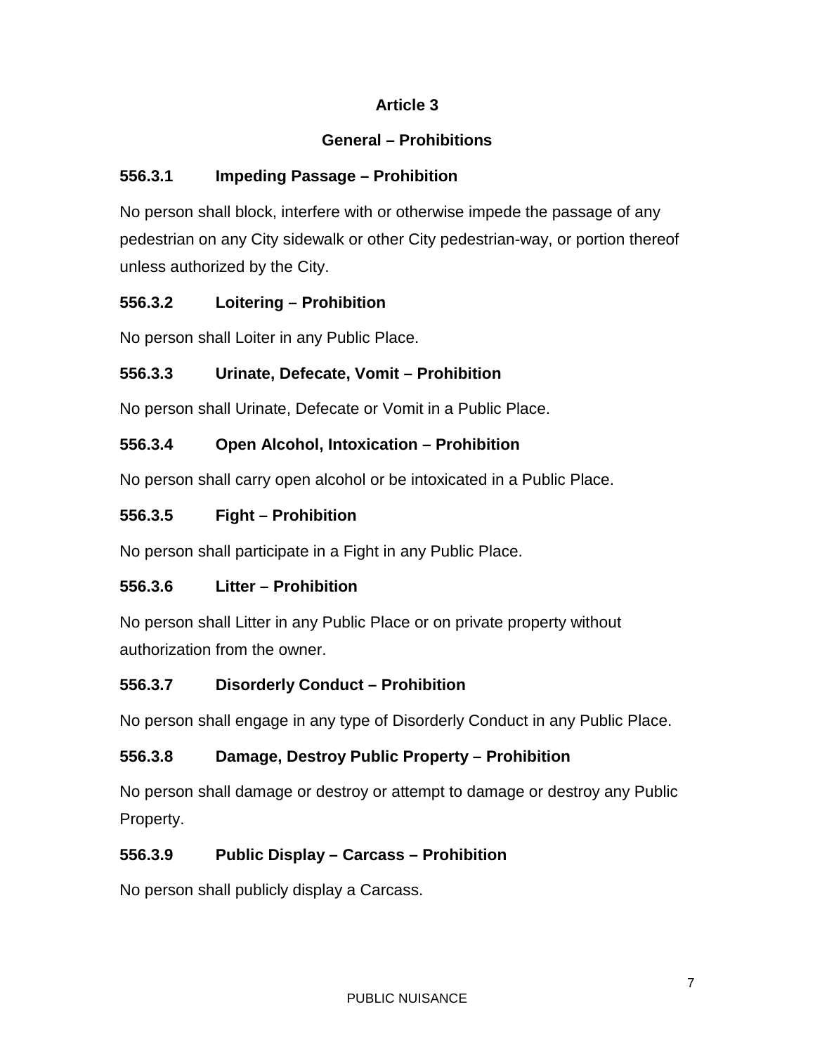## Article 3

## General – Prohibitions

### 556.3.1 Impeding Passage – Prohibition

No person shall block, interfere with or otherwise impede the passage of any pedestrian on any City sidewalk or other City pedestrian-way, or portion thereof unless authorized by the City.

### 556.3.2 Loitering – Prohibition

No person shall Loiter in any Public Place.

### 556.3.3 Urinate, Defecate, Vomit – Prohibition

No person shall Urinate, Defecate or Vomit in a Public Place.

### 556.3.4 Open Alcohol, Intoxication – Prohibition

No person shall carry open alcohol or be intoxicated in a Public Place.

### 556.3.5 Fight – Prohibition

No person shall participate in a Fight in any Public Place.

### 556.3.6 Litter – Prohibition

No person shall Litter in any Public Place or on private property without authorization from the owner.

### 556.3.7 Disorderly Conduct – Prohibition

No person shall engage in any type of Disorderly Conduct in any Public Place.

### 556.3.8 Damage, Destroy Public Property – Prohibition

No person shall damage or destroy or attempt to damage or destroy any Public Property.

### 556.3.9 Public Display – Carcass – Prohibition

No person shall publicly display a Carcass.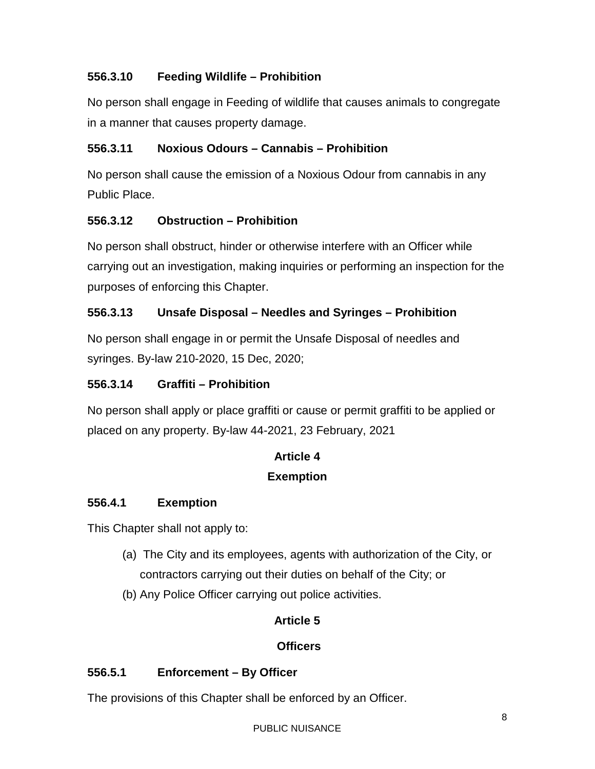**556.3.10 Feeding Wildlife – Prohibition**

No person shall engage in Feeding of wildlife that causes animals to congregate in a manner that causes property damage.

**556.3.11 Noxious Odours – Cannabis – Prohibition**

No person shall cause the emission of a Noxious Odour from cannabis in any Public Place.

**556.3.12 Obstruction – Prohibition**

No person shall obstruct, hinder or otherwise interfere with an Officer while carrying out an investigation, making inquiries or performing an inspection for the purposes of enforcing this Chapter.

**556.3.13 Unsafe Disposal – Needles and Syringes – Prohibition**

No person shall engage in or permit the Unsafe Disposal of needles and syringes. By-law 210-2020, 15 Dec, 2020;

**556.3.14 Graffiti – Prohibition**

No person shall apply or place graffiti or cause or permit graffiti to be applied or placed on any property. By-law 44-2021, 23 February, 2021

## Article 4
## Exemption

**556.4.1 Exemption**

This Chapter shall not apply to:

(a) The City and its employees, agents with authorization of the City, or contractors carrying out their duties on behalf of the City; or

(b) Any Police Officer carrying out police activities.

## Article 5
## Officers

**556.5.1 Enforcement – By Officer**

The provisions of this Chapter shall be enforced by an Officer.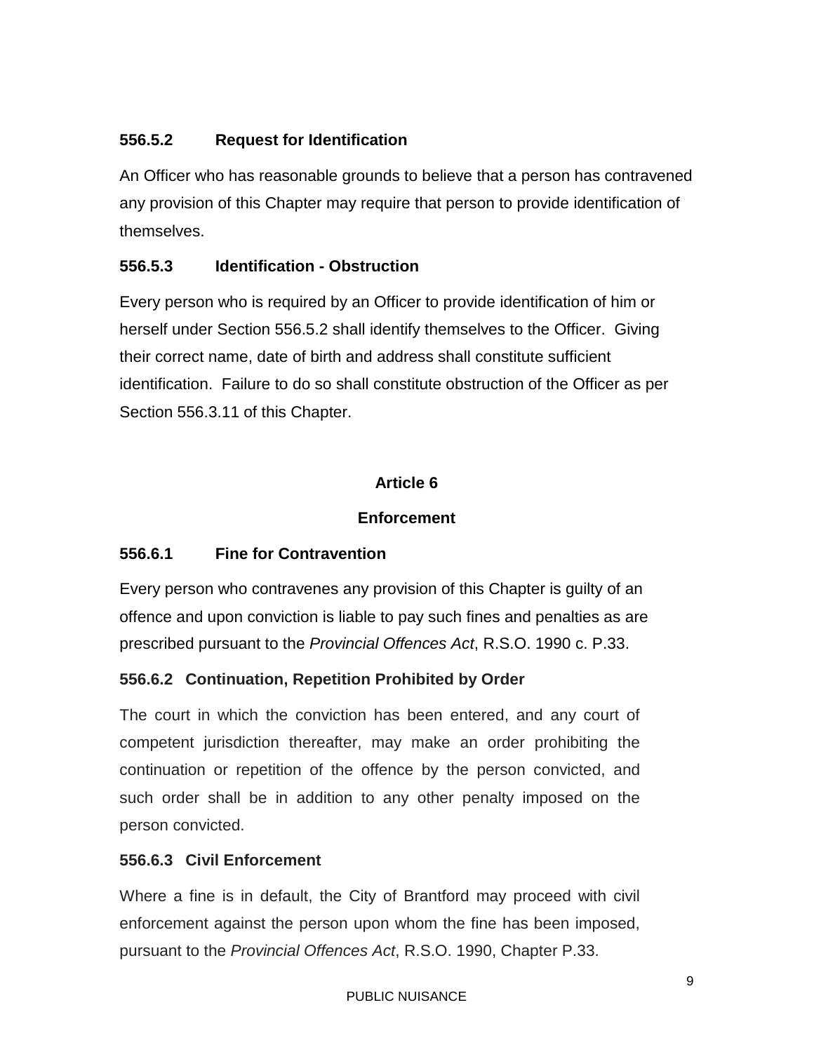### 556.5.2 Request for Identification

An Officer who has reasonable grounds to believe that a person has contravened any provision of this Chapter may require that person to provide identification of themselves.

### 556.5.3 Identification - Obstruction

Every person who is required by an Officer to provide identification of him or herself under Section 556.5.2 shall identify themselves to the Officer. Giving their correct name, date of birth and address shall constitute sufficient identification. Failure to do so shall constitute obstruction of the Officer as per Section 556.3.11 of this Chapter.

## Article 6

## Enforcement

### 556.6.1 Fine for Contravention

Every person who contravenes any provision of this Chapter is guilty of an offence and upon conviction is liable to pay such fines and penalties as are prescribed pursuant to the *Provincial Offences Act*, R.S.O. 1990 c. P.33.

### 556.6.2 Continuation, Repetition Prohibited by Order

The court in which the conviction has been entered, and any court of competent jurisdiction thereafter, may make an order prohibiting the continuation or repetition of the offence by the person convicted, and such order shall be in addition to any other penalty imposed on the person convicted.

### 556.6.3 Civil Enforcement

Where a fine is in default, the City of Brantford may proceed with civil enforcement against the person upon whom the fine has been imposed, pursuant to the *Provincial Offences Act*, R.S.O. 1990, Chapter P.33.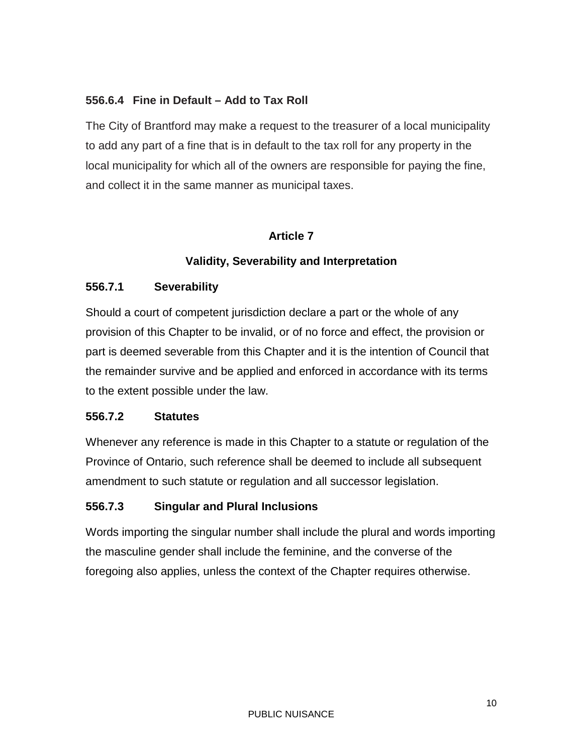### 556.6.4 Fine in Default – Add to Tax Roll

The City of Brantford may make a request to the treasurer of a local municipality to add any part of a fine that is in default to the tax roll for any property in the local municipality for which all of the owners are responsible for paying the fine, and collect it in the same manner as municipal taxes.

## Article 7

## Validity, Severability and Interpretation

### 556.7.1 Severability

Should a court of competent jurisdiction declare a part or the whole of any provision of this Chapter to be invalid, or of no force and effect, the provision or part is deemed severable from this Chapter and it is the intention of Council that the remainder survive and be applied and enforced in accordance with its terms to the extent possible under the law.

### 556.7.2 Statutes

Whenever any reference is made in this Chapter to a statute or regulation of the Province of Ontario, such reference shall be deemed to include all subsequent amendment to such statute or regulation and all successor legislation.

### 556.7.3 Singular and Plural Inclusions

Words importing the singular number shall include the plural and words importing the masculine gender shall include the feminine, and the converse of the foregoing also applies, unless the context of the Chapter requires otherwise.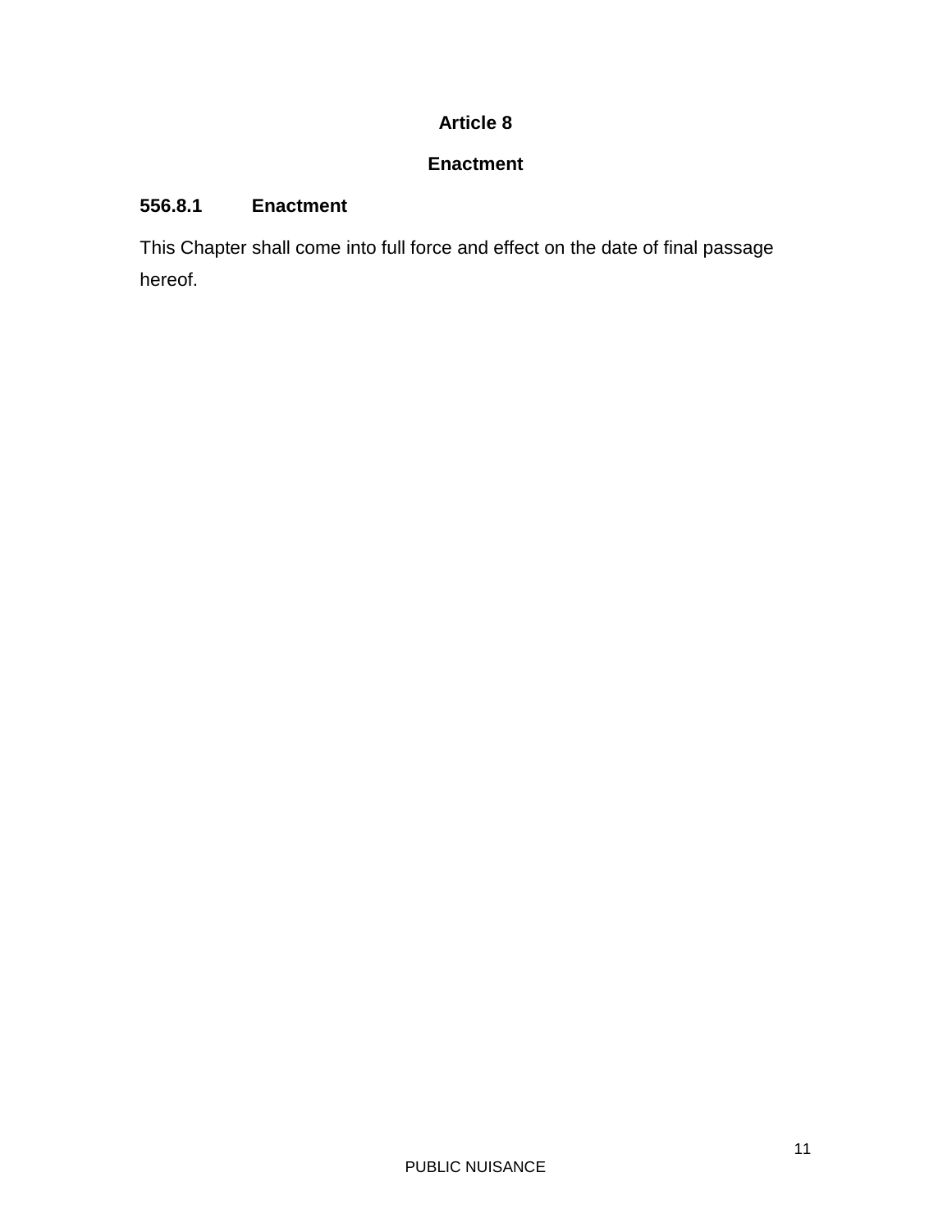## Article 8

## Enactment

### 556.8.1 Enactment

This Chapter shall come into full force and effect on the date of final passage hereof.